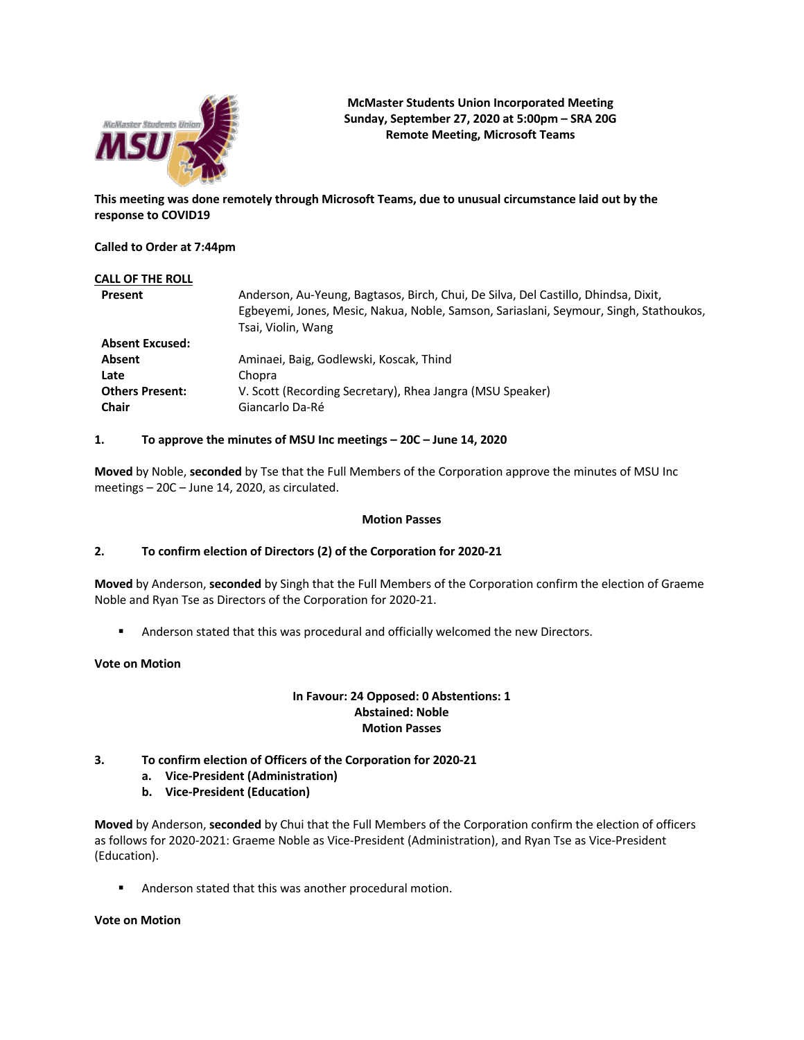**McMaster Students Union Incorporated Meeting**
**Sunday, September 27, 2020 at 5:00pm – SRA 20G**
**Remote Meeting, Microsoft Teams**

**This meeting was done remotely through Microsoft Teams, due to unusual circumstance laid out by the response to COVID19**

**Called to Order at 7:44pm**

**CALL OF THE ROLL**

| | |
|---|---|
| **Present** | Anderson, Au-Yeung, Bagtasos, Birch, Chui, De Silva, Del Castillo, Dhindsa, Dixit, Egbeyemi, Jones, Mesic, Nakua, Noble, Samson, Sariaslani, Seymour, Singh, Stathoukos, Tsai, Violin, Wang |
| **Absent Excused:** | |
| **Absent** | Aminaei, Baig, Godlewski, Koscak, Thind |
| **Late** | Chopra |
| **Others Present:** | V. Scott (Recording Secretary), Rhea Jangra (MSU Speaker) |
| **Chair** | Giancarlo Da-Ré |

**1. To approve the minutes of MSU Inc meetings – 20C – June 14, 2020**

**Moved** by Noble, **seconded** by Tse that the Full Members of the Corporation approve the minutes of MSU Inc meetings – 20C – June 14, 2020, as circulated.

**Motion Passes**

**2. To confirm election of Directors (2) of the Corporation for 2020-21**

**Moved** by Anderson, **seconded** by Singh that the Full Members of the Corporation confirm the election of Graeme Noble and Ryan Tse as Directors of the Corporation for 2020-21.

- Anderson stated that this was procedural and officially welcomed the new Directors.

**Vote on Motion**

**In Favour: 24 Opposed: 0 Abstentions: 1**
**Abstained: Noble**
**Motion Passes**

**3. To confirm election of Officers of the Corporation for 2020-21**
   **a. Vice-President (Administration)**
   **b. Vice-President (Education)**

**Moved** by Anderson, **seconded** by Chui that the Full Members of the Corporation confirm the election of officers as follows for 2020-2021: Graeme Noble as Vice-President (Administration), and Ryan Tse as Vice-President (Education).

- Anderson stated that this was another procedural motion.

**Vote on Motion**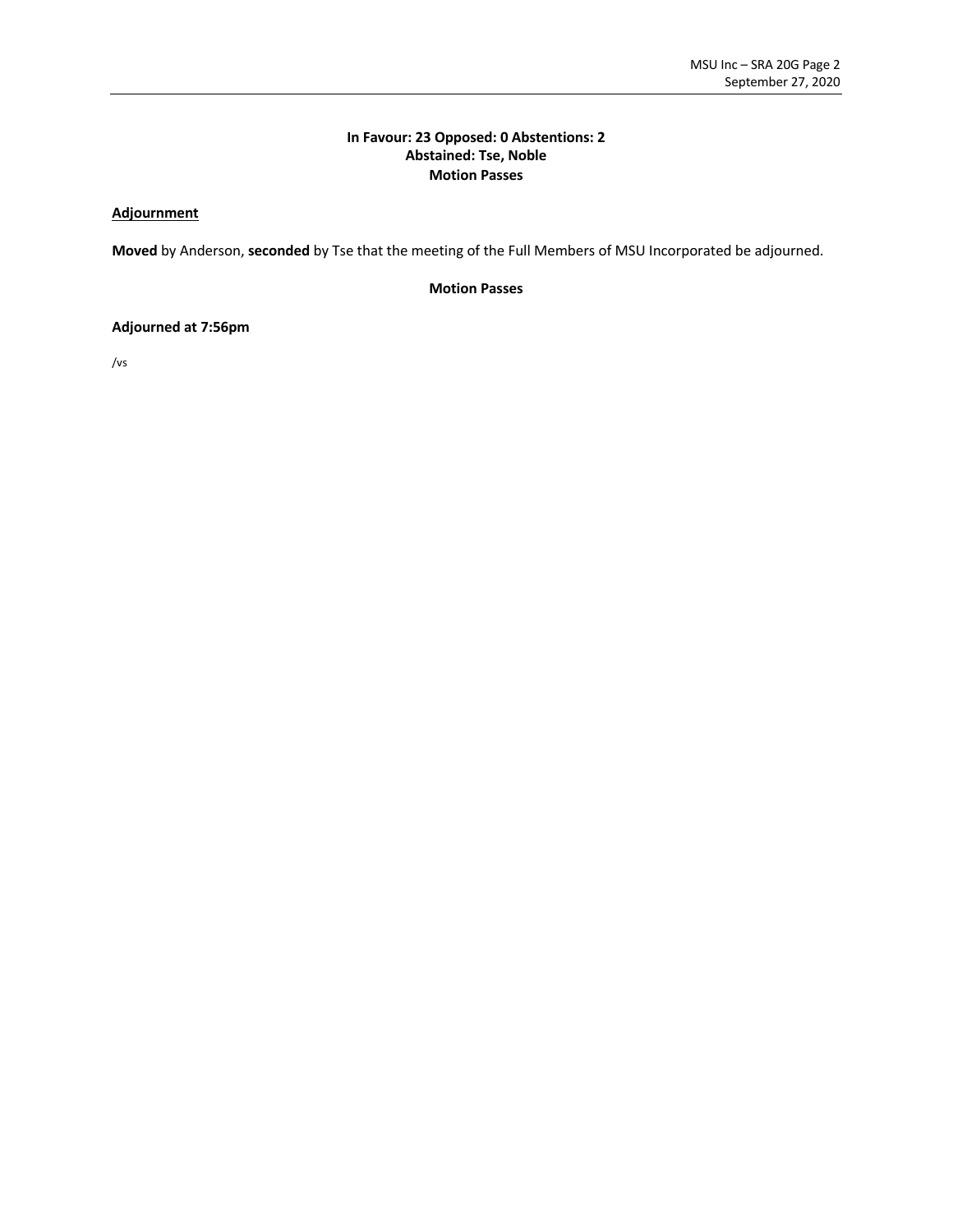**In Favour: 23 Opposed: 0 Abstentions: 2**
**Abstained: Tse, Noble**
**Motion Passes**

**Adjournment**

**Moved** by Anderson, **seconded** by Tse that the meeting of the Full Members of MSU Incorporated be adjourned.

**Motion Passes**

**Adjourned at 7:56pm**

/vs